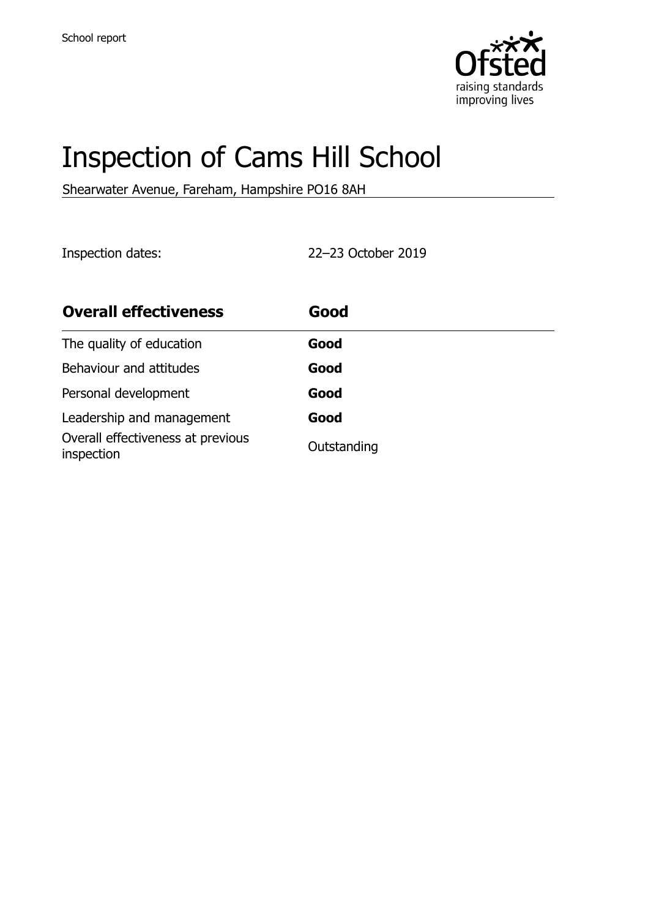School report

# Inspection of Cams Hill School

Shearwater Avenue, Fareham, Hampshire PO16 8AH

Inspection dates: 22–23 October 2019

| **Overall effectiveness** | **Good** |
| --- | --- |
| The quality of education | **Good** |
| Behaviour and attitudes | **Good** |
| Personal development | **Good** |
| Leadership and management | **Good** |
| Overall effectiveness at previous inspection | Outstanding |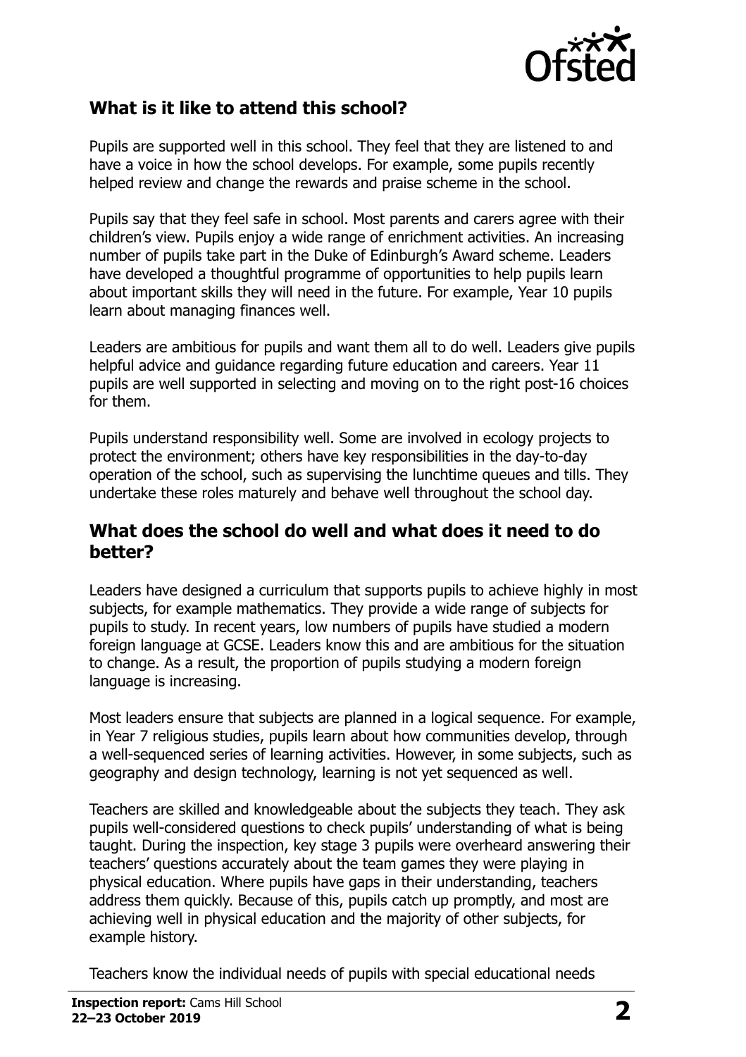## What is it like to attend this school?

Pupils are supported well in this school. They feel that they are listened to and have a voice in how the school develops. For example, some pupils recently helped review and change the rewards and praise scheme in the school.

Pupils say that they feel safe in school. Most parents and carers agree with their children's view. Pupils enjoy a wide range of enrichment activities. An increasing number of pupils take part in the Duke of Edinburgh's Award scheme. Leaders have developed a thoughtful programme of opportunities to help pupils learn about important skills they will need in the future. For example, Year 10 pupils learn about managing finances well.

Leaders are ambitious for pupils and want them all to do well. Leaders give pupils helpful advice and guidance regarding future education and careers. Year 11 pupils are well supported in selecting and moving on to the right post-16 choices for them.

Pupils understand responsibility well. Some are involved in ecology projects to protect the environment; others have key responsibilities in the day-to-day operation of the school, such as supervising the lunchtime queues and tills. They undertake these roles maturely and behave well throughout the school day.

## What does the school do well and what does it need to do better?

Leaders have designed a curriculum that supports pupils to achieve highly in most subjects, for example mathematics. They provide a wide range of subjects for pupils to study. In recent years, low numbers of pupils have studied a modern foreign language at GCSE. Leaders know this and are ambitious for the situation to change. As a result, the proportion of pupils studying a modern foreign language is increasing.

Most leaders ensure that subjects are planned in a logical sequence. For example, in Year 7 religious studies, pupils learn about how communities develop, through a well-sequenced series of learning activities. However, in some subjects, such as geography and design technology, learning is not yet sequenced as well.

Teachers are skilled and knowledgeable about the subjects they teach. They ask pupils well-considered questions to check pupils' understanding of what is being taught. During the inspection, key stage 3 pupils were overheard answering their teachers' questions accurately about the team games they were playing in physical education. Where pupils have gaps in their understanding, teachers address them quickly. Because of this, pupils catch up promptly, and most are achieving well in physical education and the majority of other subjects, for example history.

Teachers know the individual needs of pupils with special educational needs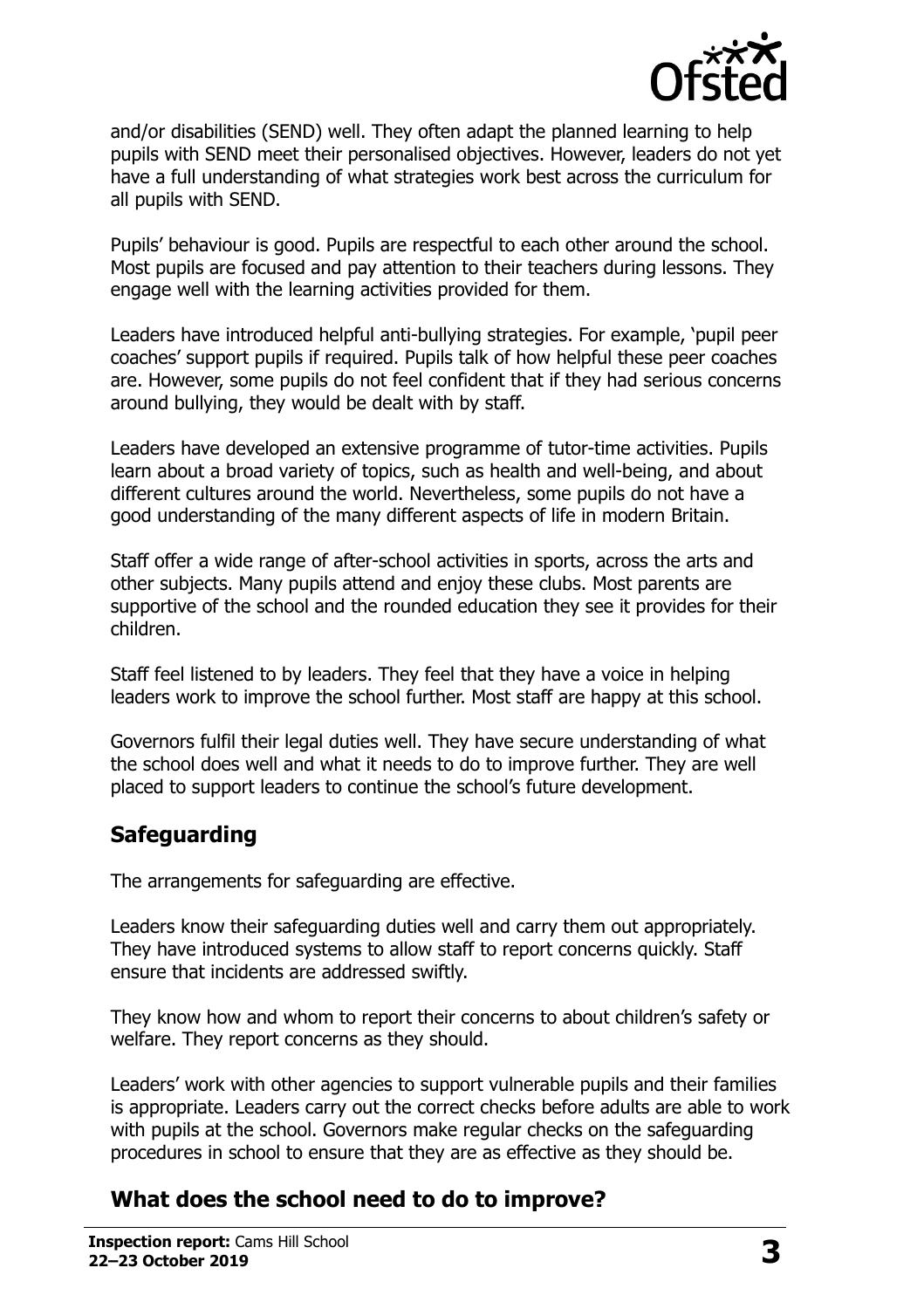and/or disabilities (SEND) well. They often adapt the planned learning to help pupils with SEND meet their personalised objectives. However, leaders do not yet have a full understanding of what strategies work best across the curriculum for all pupils with SEND.

Pupils' behaviour is good. Pupils are respectful to each other around the school. Most pupils are focused and pay attention to their teachers during lessons. They engage well with the learning activities provided for them.

Leaders have introduced helpful anti-bullying strategies. For example, 'pupil peer coaches' support pupils if required. Pupils talk of how helpful these peer coaches are. However, some pupils do not feel confident that if they had serious concerns around bullying, they would be dealt with by staff.

Leaders have developed an extensive programme of tutor-time activities. Pupils learn about a broad variety of topics, such as health and well-being, and about different cultures around the world. Nevertheless, some pupils do not have a good understanding of the many different aspects of life in modern Britain.

Staff offer a wide range of after-school activities in sports, across the arts and other subjects. Many pupils attend and enjoy these clubs. Most parents are supportive of the school and the rounded education they see it provides for their children.

Staff feel listened to by leaders. They feel that they have a voice in helping leaders work to improve the school further. Most staff are happy at this school.

Governors fulfil their legal duties well. They have secure understanding of what the school does well and what it needs to do to improve further. They are well placed to support leaders to continue the school's future development.

## Safeguarding

The arrangements for safeguarding are effective.

Leaders know their safeguarding duties well and carry them out appropriately. They have introduced systems to allow staff to report concerns quickly. Staff ensure that incidents are addressed swiftly.

They know how and whom to report their concerns to about children's safety or welfare. They report concerns as they should.

Leaders' work with other agencies to support vulnerable pupils and their families is appropriate. Leaders carry out the correct checks before adults are able to work with pupils at the school. Governors make regular checks on the safeguarding procedures in school to ensure that they are as effective as they should be.

## What does the school need to do to improve?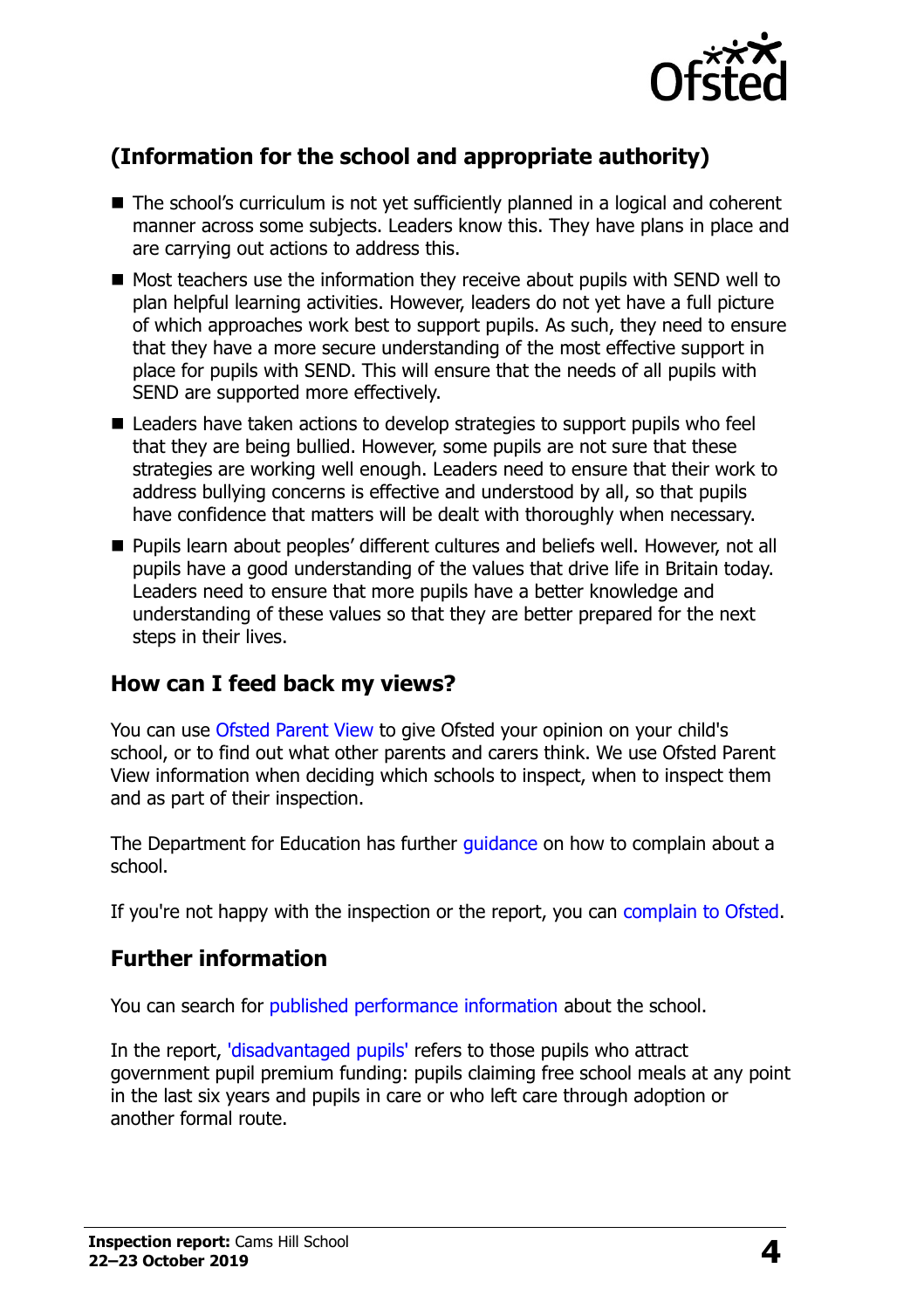## (Information for the school and appropriate authority)

- The school's curriculum is not yet sufficiently planned in a logical and coherent manner across some subjects. Leaders know this. They have plans in place and are carrying out actions to address this.
- Most teachers use the information they receive about pupils with SEND well to plan helpful learning activities. However, leaders do not yet have a full picture of which approaches work best to support pupils. As such, they need to ensure that they have a more secure understanding of the most effective support in place for pupils with SEND. This will ensure that the needs of all pupils with SEND are supported more effectively.
- Leaders have taken actions to develop strategies to support pupils who feel that they are being bullied. However, some pupils are not sure that these strategies are working well enough. Leaders need to ensure that their work to address bullying concerns is effective and understood by all, so that pupils have confidence that matters will be dealt with thoroughly when necessary.
- Pupils learn about peoples' different cultures and beliefs well. However, not all pupils have a good understanding of the values that drive life in Britain today. Leaders need to ensure that more pupils have a better knowledge and understanding of these values so that they are better prepared for the next steps in their lives.

## How can I feed back my views?

You can use Ofsted Parent View to give Ofsted your opinion on your child's school, or to find out what other parents and carers think. We use Ofsted Parent View information when deciding which schools to inspect, when to inspect them and as part of their inspection.

The Department for Education has further guidance on how to complain about a school.

If you're not happy with the inspection or the report, you can complain to Ofsted.

## Further information

You can search for published performance information about the school.

In the report, 'disadvantaged pupils' refers to those pupils who attract government pupil premium funding: pupils claiming free school meals at any point in the last six years and pupils in care or who left care through adoption or another formal route.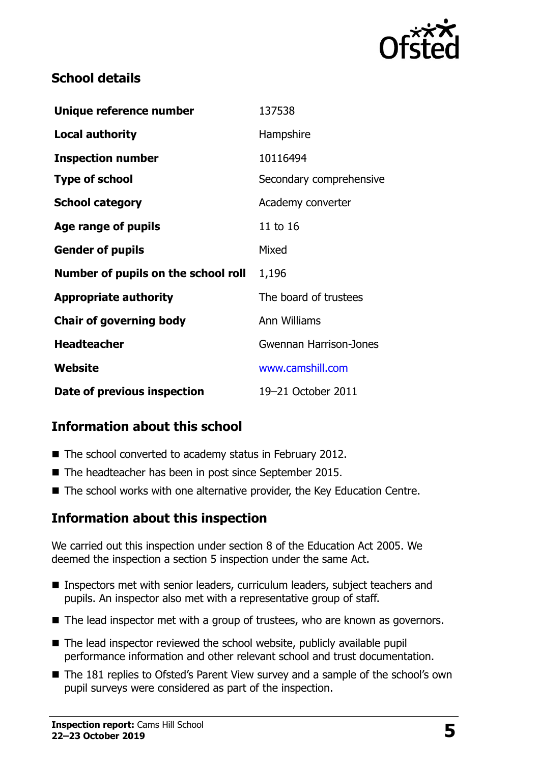## School details

| | |
|---|---|
| **Unique reference number** | 137538 |
| **Local authority** | Hampshire |
| **Inspection number** | 10116494 |
| **Type of school** | Secondary comprehensive |
| **School category** | Academy converter |
| **Age range of pupils** | 11 to 16 |
| **Gender of pupils** | Mixed |
| **Number of pupils on the school roll** | 1,196 |
| **Appropriate authority** | The board of trustees |
| **Chair of governing body** | Ann Williams |
| **Headteacher** | Gwennan Harrison-Jones |
| **Website** | www.camshill.com |
| **Date of previous inspection** | 19–21 October 2011 |

## Information about this school

- The school converted to academy status in February 2012.
- The headteacher has been in post since September 2015.
- The school works with one alternative provider, the Key Education Centre.

## Information about this inspection

We carried out this inspection under section 8 of the Education Act 2005. We deemed the inspection a section 5 inspection under the same Act.

- Inspectors met with senior leaders, curriculum leaders, subject teachers and pupils. An inspector also met with a representative group of staff.
- The lead inspector met with a group of trustees, who are known as governors.
- The lead inspector reviewed the school website, publicly available pupil performance information and other relevant school and trust documentation.
- The 181 replies to Ofsted's Parent View survey and a sample of the school's own pupil surveys were considered as part of the inspection.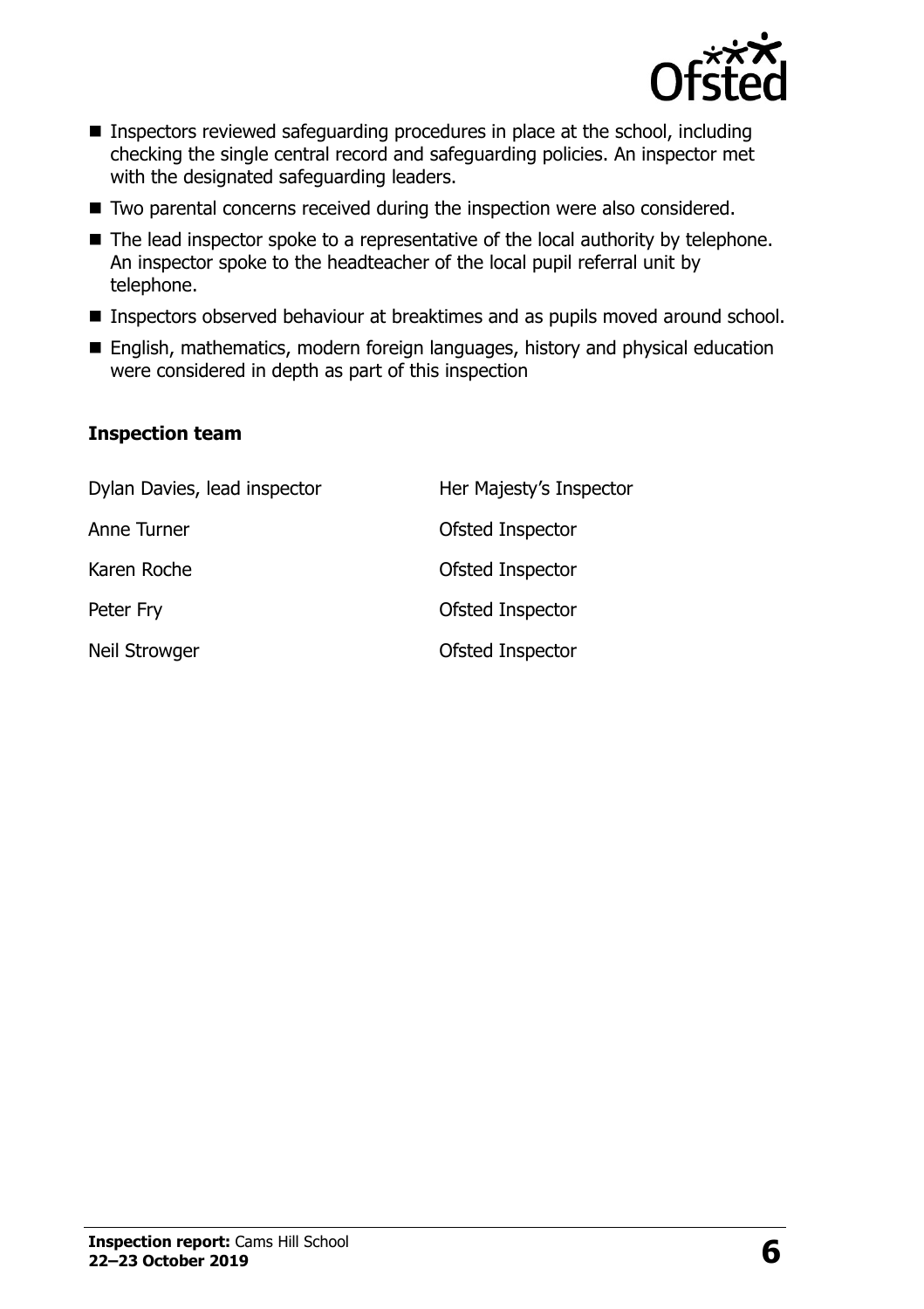- Inspectors reviewed safeguarding procedures in place at the school, including checking the single central record and safeguarding policies. An inspector met with the designated safeguarding leaders.
- Two parental concerns received during the inspection were also considered.
- The lead inspector spoke to a representative of the local authority by telephone. An inspector spoke to the headteacher of the local pupil referral unit by telephone.
- Inspectors observed behaviour at breaktimes and as pupils moved around school.
- English, mathematics, modern foreign languages, history and physical education were considered in depth as part of this inspection

### Inspection team

| | |
|---|---|
| Dylan Davies, lead inspector | Her Majesty's Inspector |
| Anne Turner | Ofsted Inspector |
| Karen Roche | Ofsted Inspector |
| Peter Fry | Ofsted Inspector |
| Neil Strowger | Ofsted Inspector |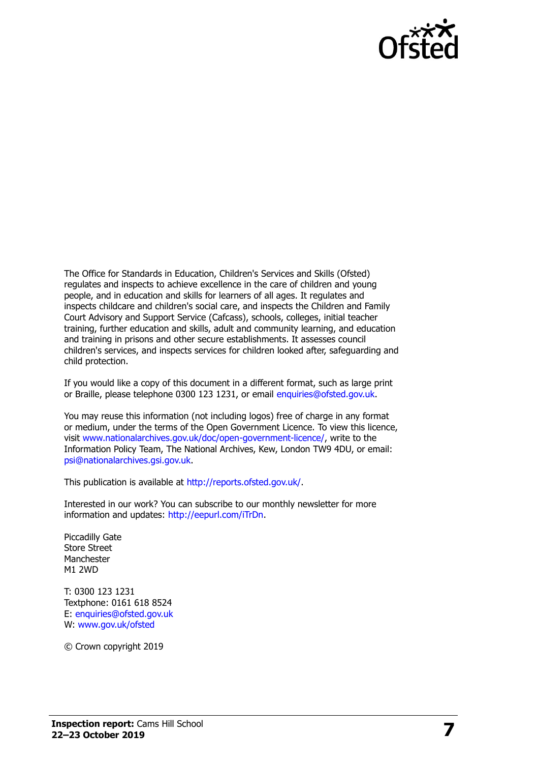The Office for Standards in Education, Children's Services and Skills (Ofsted) regulates and inspects to achieve excellence in the care of children and young people, and in education and skills for learners of all ages. It regulates and inspects childcare and children's social care, and inspects the Children and Family Court Advisory and Support Service (Cafcass), schools, colleges, initial teacher training, further education and skills, adult and community learning, and education and training in prisons and other secure establishments. It assesses council children's services, and inspects services for children looked after, safeguarding and child protection.

If you would like a copy of this document in a different format, such as large print or Braille, please telephone 0300 123 1231, or email enquiries@ofsted.gov.uk.

You may reuse this information (not including logos) free of charge in any format or medium, under the terms of the Open Government Licence. To view this licence, visit www.nationalarchives.gov.uk/doc/open-government-licence/, write to the Information Policy Team, The National Archives, Kew, London TW9 4DU, or email: psi@nationalarchives.gsi.gov.uk.

This publication is available at http://reports.ofsted.gov.uk/.

Interested in our work? You can subscribe to our monthly newsletter for more information and updates: http://eepurl.com/iTrDn.

Piccadilly Gate
Store Street
Manchester
M1 2WD

T: 0300 123 1231
Textphone: 0161 618 8524
E: enquiries@ofsted.gov.uk
W: www.gov.uk/ofsted

© Crown copyright 2019